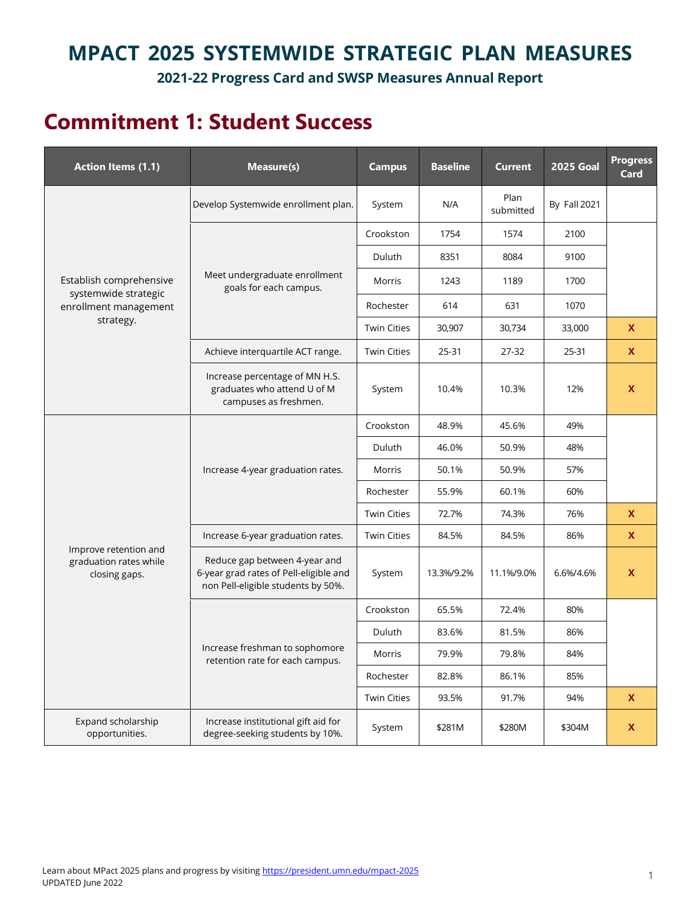# MPACT 2025 SYSTEMWIDE STRATEGIC PLAN MEASURES

### 2021-22 Progress Card and SWSP Measures Annual Report

## Commitment 1: Student Success

| Action Items (1.1) | Measure(s) | Campus | Baseline | Current | 2025 Goal | Progress Card |
|---|---|---|---|---|---|---|
| Establish comprehensive systemwide strategic enrollment management strategy. | Develop Systemwide enrollment plan. | System | N/A | Plan submitted | By Fall 2021 | |
| | Meet undergraduate enrollment goals for each campus. | Crookston | 1754 | 1574 | 2100 | |
| | | Duluth | 8351 | 8084 | 9100 | |
| | | Morris | 1243 | 1189 | 1700 | |
| | | Rochester | 614 | 631 | 1070 | |
| | | Twin Cities | 30,907 | 30,734 | 33,000 | X |
| | Achieve interquartile ACT range. | Twin Cities | 25-31 | 27-32 | 25-31 | X |
| | Increase percentage of MN H.S. graduates who attend U of M campuses as freshmen. | System | 10.4% | 10.3% | 12% | X |
| Improve retention and graduation rates while closing gaps. | Increase 4-year graduation rates. | Crookston | 48.9% | 45.6% | 49% | |
| | | Duluth | 46.0% | 50.9% | 48% | |
| | | Morris | 50.1% | 50.9% | 57% | |
| | | Rochester | 55.9% | 60.1% | 60% | |
| | | Twin Cities | 72.7% | 74.3% | 76% | X |
| | Increase 6-year graduation rates. | Twin Cities | 84.5% | 84.5% | 86% | X |
| | Reduce gap between 4-year and 6-year grad rates of Pell-eligible and non Pell-eligible students by 50%. | System | 13.3%/9.2% | 11.1%/9.0% | 6.6%/4.6% | X |
| | Increase freshman to sophomore retention rate for each campus. | Crookston | 65.5% | 72.4% | 80% | |
| | | Duluth | 83.6% | 81.5% | 86% | |
| | | Morris | 79.9% | 79.8% | 84% | |
| | | Rochester | 82.8% | 86.1% | 85% | |
| | | Twin Cities | 93.5% | 91.7% | 94% | X |
| Expand scholarship opportunities. | Increase institutional gift aid for degree-seeking students by 10%. | System | $281M | $280M | $304M | X |

Learn about MPact 2025 plans and progress by visiting https://president.umn.edu/mpact-2025
UPDATED June 2022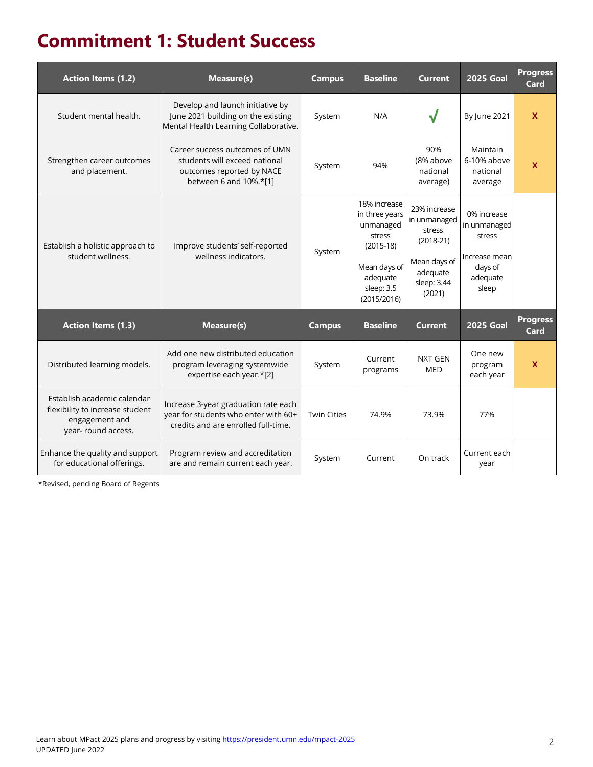# Commitment 1: Student Success

| Action Items (1.2) | Measure(s) | Campus | Baseline | Current | 2025 Goal | Progress Card |
|---|---|---|---|---|---|---|
| Student mental health. | Develop and launch initiative by June 2021 building on the existing Mental Health Learning Collaborative. | System | N/A | √ | By June 2021 | X |
| Strengthen career outcomes and placement. | Career success outcomes of UMN students will exceed national outcomes reported by NACE between 6 and 10%.*[1] | System | 94% | 90% (8% above national average) | Maintain 6-10% above national average | X |
| Establish a holistic approach to student wellness. | Improve students' self-reported wellness indicators. | System | 18% increase in three years unmanaged stress (2015-18)<br><br>Mean days of adequate sleep: 3.5 (2015/2016) | 23% increase in unmanaged stress (2018-21)<br><br>Mean days of adequate sleep: 3.44 (2021) | 0% increase in unmanaged stress<br><br>Increase mean days of adequate sleep | |
| **Action Items (1.3)** | **Measure(s)** | **Campus** | **Baseline** | **Current** | **2025 Goal** | **Progress Card** |
| Distributed learning models. | Add one new distributed education program leveraging systemwide expertise each year.*[2] | System | Current programs | NXT GEN MED | One new program each year | X |
| Establish academic calendar flexibility to increase student engagement and year- round access. | Increase 3-year graduation rate each year for students who enter with 60+ credits and are enrolled full-time. | Twin Cities | 74.9% | 73.9% | 77% | |
| Enhance the quality and support for educational offerings. | Program review and accreditation are and remain current each year. | System | Current | On track | Current each year | |

*Revised, pending Board of Regents

Learn about MPact 2025 plans and progress by visiting https://president.umn.edu/mpact-2025
UPDATED June 2022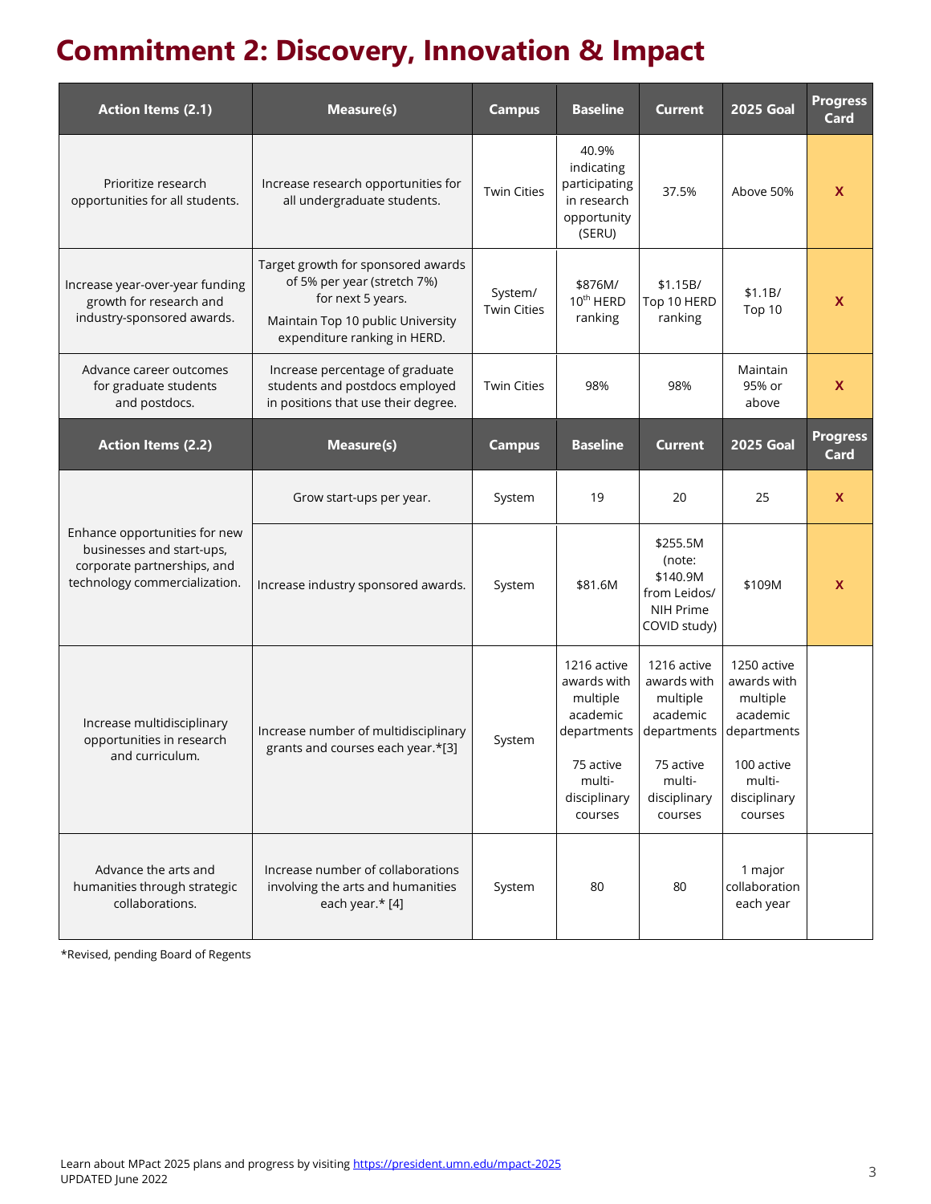# Commitment 2: Discovery, Innovation & Impact

| Action Items (2.1) | Measure(s) | Campus | Baseline | Current | 2025 Goal | Progress Card |
|---|---|---|---|---|---|---|
| Prioritize research opportunities for all students. | Increase research opportunities for all undergraduate students. | Twin Cities | 40.9% indicating participating in research opportunity (SERU) | 37.5% | Above 50% | X |
| Increase year-over-year funding growth for research and industry-sponsored awards. | Target growth for sponsored awards of 5% per year (stretch 7%) for next 5 years. Maintain Top 10 public University expenditure ranking in HERD. | System/ Twin Cities | \$876M/ 10th HERD ranking | \$1.15B/ Top 10 HERD ranking | \$1.1B/ Top 10 | X |
| Advance career outcomes for graduate students and postdocs. | Increase percentage of graduate students and postdocs employed in positions that use their degree. | Twin Cities | 98% | 98% | Maintain 95% or above | X |
| **Action Items (2.2)** | **Measure(s)** | **Campus** | **Baseline** | **Current** | **2025 Goal** | **Progress Card** |
| Enhance opportunities for new businesses and start-ups, corporate partnerships, and technology commercialization. | Grow start-ups per year. | System | 19 | 20 | 25 | X |
| | Increase industry sponsored awards. | System | \$81.6M | \$255.5M (note: \$140.9M from Leidos/ NIH Prime COVID study) | \$109M | X |
| Increase multidisciplinary opportunities in research and curriculum. | Increase number of multidisciplinary grants and courses each year.*[3] | System | 1216 active awards with multiple academic departments<br><br>75 active multi-disciplinary courses | 1216 active awards with multiple academic departments<br><br>75 active multi-disciplinary courses | 1250 active awards with multiple academic departments<br><br>100 active multi-disciplinary courses | |
| Advance the arts and humanities through strategic collaborations. | Increase number of collaborations involving the arts and humanities each year.* [4] | System | 80 | 80 | 1 major collaboration each year | |

*Revised, pending Board of Regents

Learn about MPact 2025 plans and progress by visiting https://president.umn.edu/mpact-2025
UPDATED June 2022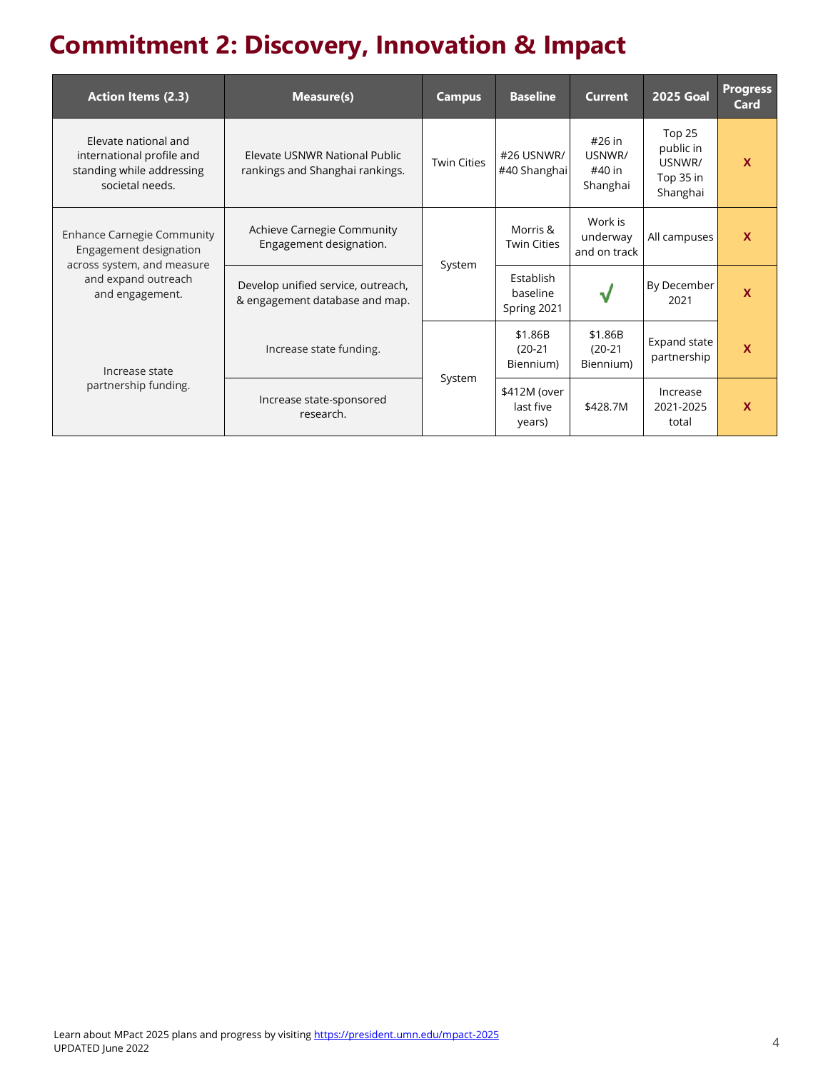# Commitment 2: Discovery, Innovation & Impact

| Action Items (2.3) | Measure(s) | Campus | Baseline | Current | 2025 Goal | Progress Card |
|---|---|---|---|---|---|---|
| Elevate national and international profile and standing while addressing societal needs. | Elevate USNWR National Public rankings and Shanghai rankings. | Twin Cities | #26 USNWR/ #40 Shanghai | #26 in USNWR/ #40 in Shanghai | Top 25 public in USNWR/ Top 35 in Shanghai | X |
| Enhance Carnegie Community Engagement designation across system, and measure and expand outreach and engagement. | Achieve Carnegie Community Engagement designation. | System | Morris & Twin Cities | Work is underway and on track | All campuses | X |
| | Develop unified service, outreach, & engagement database and map. | | Establish baseline Spring 2021 | √ | By December 2021 | X |
| Increase state partnership funding. | Increase state funding. | System | $1.86B (20-21 Biennium) | $1.86B (20-21 Biennium) | Expand state partnership | X |
| | Increase state-sponsored research. | | $412M (over last five years) | $428.7M | Increase 2021-2025 total | X |

Learn about MPact 2025 plans and progress by visiting https://president.umn.edu/mpact-2025
UPDATED June 2022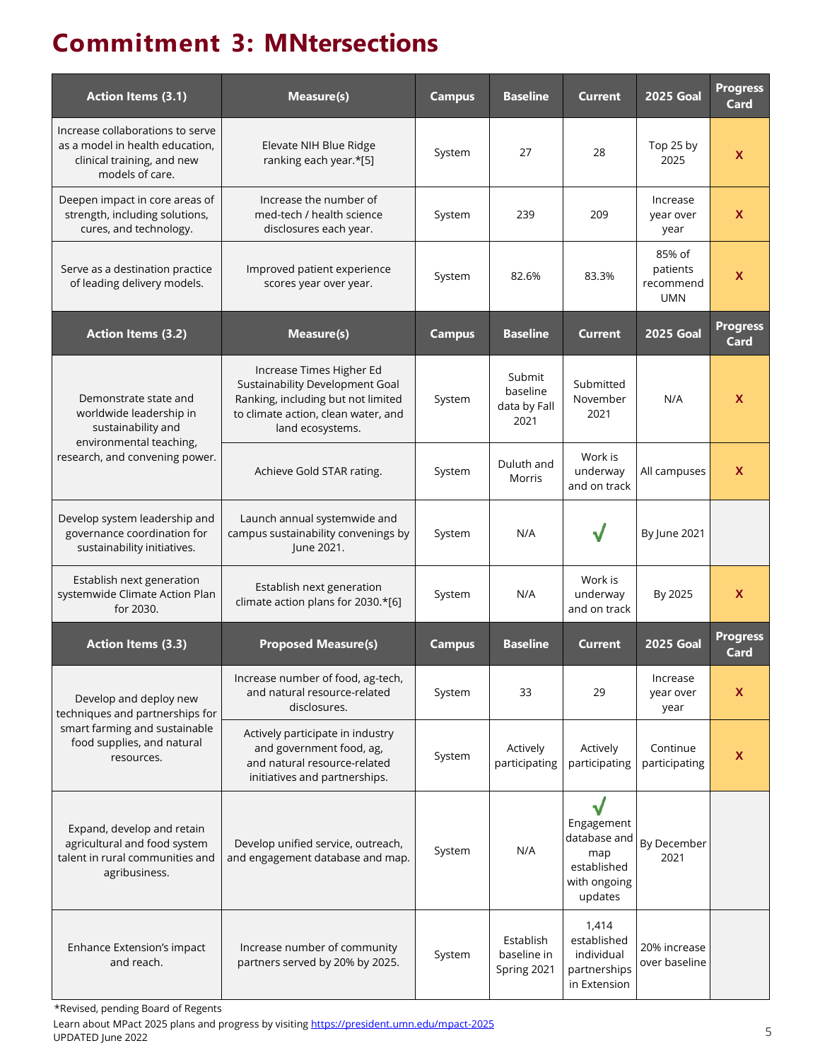# Commitment 3: MNtersections

| Action Items (3.1) | Measure(s) | Campus | Baseline | Current | 2025 Goal | Progress Card |
|---|---|---|---|---|---|---|
| Increase collaborations to serve as a model in health education, clinical training, and new models of care. | Elevate NIH Blue Ridge ranking each year.*[5] | System | 27 | 28 | Top 25 by 2025 | X |
| Deepen impact in core areas of strength, including solutions, cures, and technology. | Increase the number of med-tech / health science disclosures each year. | System | 239 | 209 | Increase year over year | X |
| Serve as a destination practice of leading delivery models. | Improved patient experience scores year over year. | System | 82.6% | 83.3% | 85% of patients recommend UMN | X |
| **Action Items (3.2)** | **Measure(s)** | **Campus** | **Baseline** | **Current** | **2025 Goal** | **Progress Card** |
| Demonstrate state and worldwide leadership in sustainability and environmental teaching, research, and convening power. | Increase Times Higher Ed Sustainability Development Goal Ranking, including but not limited to climate action, clean water, and land ecosystems. | System | Submit baseline data by Fall 2021 | Submitted November 2021 | N/A | X |
| | Achieve Gold STAR rating. | System | Duluth and Morris | Work is underway and on track | All campuses | X |
| Develop system leadership and governance coordination for sustainability initiatives. | Launch annual systemwide and campus sustainability convenings by June 2021. | System | N/A | √ | By June 2021 | |
| Establish next generation systemwide Climate Action Plan for 2030. | Establish next generation climate action plans for 2030.*[6] | System | N/A | Work is underway and on track | By 2025 | X |
| **Action Items (3.3)** | **Proposed Measure(s)** | **Campus** | **Baseline** | **Current** | **2025 Goal** | **Progress Card** |
| Develop and deploy new techniques and partnerships for smart farming and sustainable food supplies, and natural resources. | Increase number of food, ag-tech, and natural resource-related disclosures. | System | 33 | 29 | Increase year over year | X |
| | Actively participate in industry and government food, ag, and natural resource-related initiatives and partnerships. | System | Actively participating | Actively participating | Continue participating | X |
| Expand, develop and retain agricultural and food system talent in rural communities and agribusiness. | Develop unified service, outreach, and engagement database and map. | System | N/A | √ Engagement database and map established with ongoing updates | By December 2021 | |
| Enhance Extension's impact and reach. | Increase number of community partners served by 20% by 2025. | System | Establish baseline in Spring 2021 | 1,414 established individual partnerships in Extension | 20% increase over baseline | |

*Revised, pending Board of Regents

Learn about MPact 2025 plans and progress by visiting https://president.umn.edu/mpact-2025

UPDATED June 2022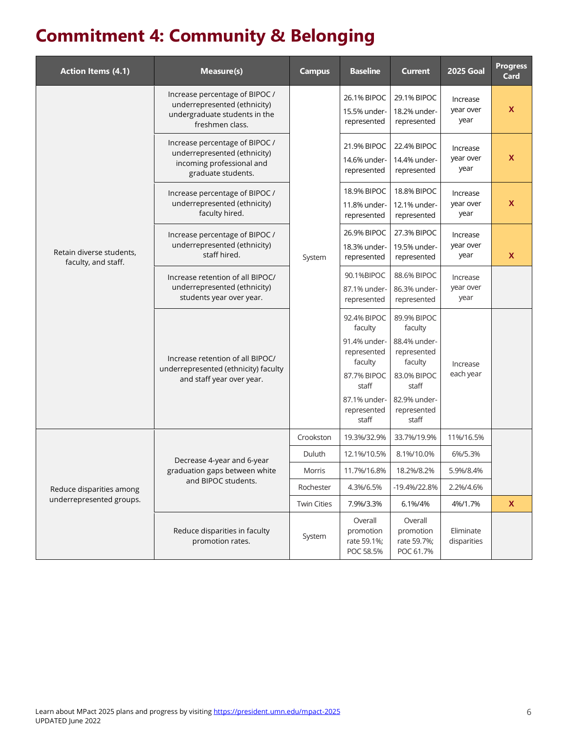# Commitment 4: Community & Belonging

| Action Items (4.1) | Measure(s) | Campus | Baseline | Current | 2025 Goal | Progress Card |
|---|---|---|---|---|---|---|
| Retain diverse students, faculty, and staff. | Increase percentage of BIPOC / underrepresented (ethnicity) undergraduate students in the freshmen class. | System | 26.1% BIPOC 15.5% under-represented | 29.1% BIPOC 18.2% under-represented | Increase year over year | X |
| | Increase percentage of BIPOC / underrepresented (ethnicity) incoming professional and graduate students. | | 21.9% BIPOC 14.6% under-represented | 22.4% BIPOC 14.4% under-represented | Increase year over year | X |
| | Increase percentage of BIPOC / underrepresented (ethnicity) faculty hired. | | 18.9% BIPOC 11.8% under-represented | 18.8% BIPOC 12.1% under-represented | Increase year over year | X |
| | Increase percentage of BIPOC / underrepresented (ethnicity) staff hired. | | 26.9% BIPOC 18.3% under-represented | 27.3% BIPOC 19.5% under-represented | Increase year over year | X |
| | Increase retention of all BIPOC/ underrepresented (ethnicity) students year over year. | | 90.1%BIPOC 87.1% under-represented | 88.6% BIPOC 86.3% under-represented | Increase year over year | |
| | Increase retention of all BIPOC/ underrepresented (ethnicity) faculty and staff year over year. | | 92.4% BIPOC faculty 91.4% under-represented faculty 87.7% BIPOC staff 87.1% under-represented staff | 89.9% BIPOC faculty 88.4% under-represented faculty 83.0% BIPOC staff 82.9% under-represented staff | Increase each year | |
| Reduce disparities among underrepresented groups. | Decrease 4-year and 6-year graduation gaps between white and BIPOC students. | Crookston | 19.3%/32.9% | 33.7%/19.9% | 11%/16.5% | |
| | | Duluth | 12.1%/10.5% | 8.1%/10.0% | 6%/5.3% | |
| | | Morris | 11.7%/16.8% | 18.2%/8.2% | 5.9%/8.4% | |
| | | Rochester | 4.3%/6.5% | -19.4%/22.8% | 2.2%/4.6% | |
| | | Twin Cities | 7.9%/3.3% | 6.1%/4% | 4%/1.7% | X |
| | Reduce disparities in faculty promotion rates. | System | Overall promotion rate 59.1%; POC 58.5% | Overall promotion rate 59.7%; POC 61.7% | Eliminate disparities | |

Learn about MPact 2025 plans and progress by visiting https://president.umn.edu/mpact-2025
UPDATED June 2022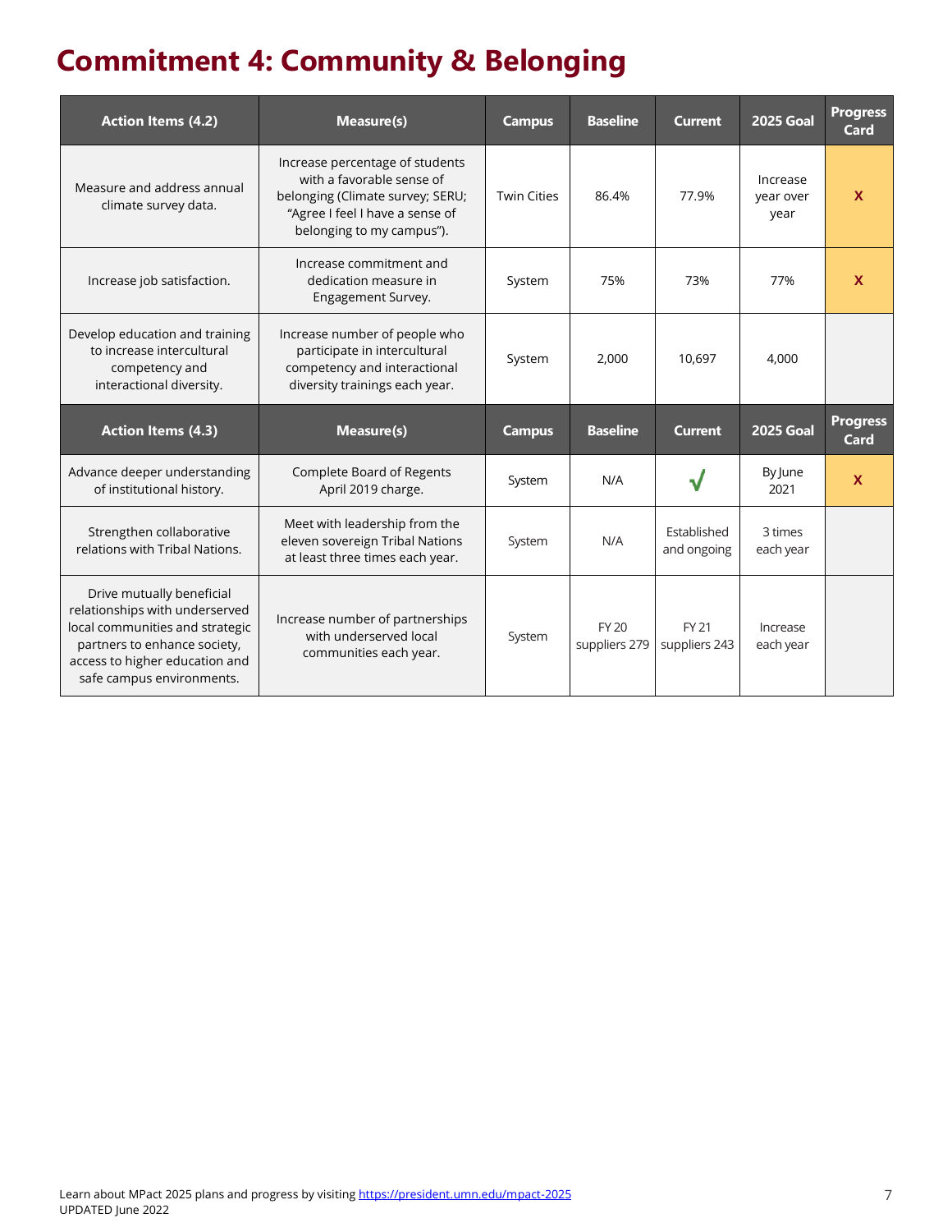# Commitment 4: Community & Belonging

| Action Items (4.2) | Measure(s) | Campus | Baseline | Current | 2025 Goal | Progress Card |
|---|---|---|---|---|---|---|
| Measure and address annual climate survey data. | Increase percentage of students with a favorable sense of belonging (Climate survey; SERU; “Agree I feel I have a sense of belonging to my campus”). | Twin Cities | 86.4% | 77.9% | Increase year over year | X |
| Increase job satisfaction. | Increase commitment and dedication measure in Engagement Survey. | System | 75% | 73% | 77% | X |
| Develop education and training to increase intercultural competency and interactional diversity. | Increase number of people who participate in intercultural competency and interactional diversity trainings each year. | System | 2,000 | 10,697 | 4,000 | |
| **Action Items (4.3)** | **Measure(s)** | **Campus** | **Baseline** | **Current** | **2025 Goal** | **Progress Card** |
| Advance deeper understanding of institutional history. | Complete Board of Regents April 2019 charge. | System | N/A | √ | By June 2021 | X |
| Strengthen collaborative relations with Tribal Nations. | Meet with leadership from the eleven sovereign Tribal Nations at least three times each year. | System | N/A | Established and ongoing | 3 times each year | |
| Drive mutually beneficial relationships with underserved local communities and strategic partners to enhance society, access to higher education and safe campus environments. | Increase number of partnerships with underserved local communities each year. | System | FY 20 suppliers 279 | FY 21 suppliers 243 | Increase each year | |

Learn about MPact 2025 plans and progress by visiting https://president.umn.edu/mpact-2025
UPDATED June 2022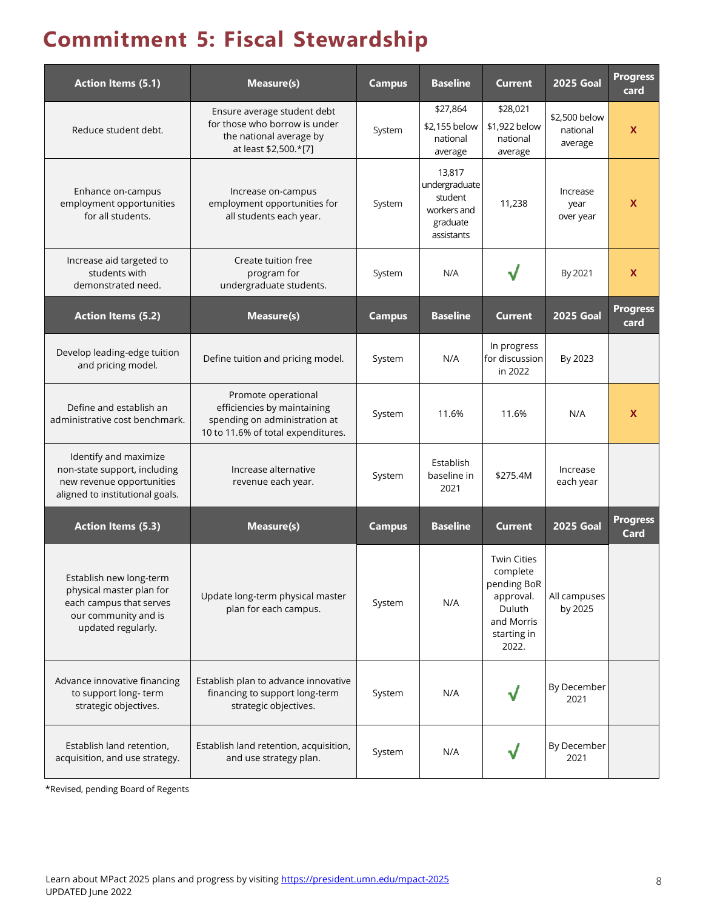# Commitment 5: Fiscal Stewardship

| Action Items (5.1) | Measure(s) | Campus | Baseline | Current | 2025 Goal | Progress card |
|---|---|---|---|---|---|---|
| Reduce student debt. | Ensure average student debt for those who borrow is under the national average by at least $2,500.*[7] | System | $27,864 $2,155 below national average | $28,021 $1,922 below national average | $2,500 below national average | X |
| Enhance on-campus employment opportunities for all students. | Increase on-campus employment opportunities for all students each year. | System | 13,817 undergraduate student workers and graduate assistants | 11,238 | Increase year over year | X |
| Increase aid targeted to students with demonstrated need. | Create tuition free program for undergraduate students. | System | N/A | √ | By 2021 | X |
| **Action Items (5.2)** | **Measure(s)** | **Campus** | **Baseline** | **Current** | **2025 Goal** | **Progress card** |
| Develop leading-edge tuition and pricing model. | Define tuition and pricing model. | System | N/A | In progress for discussion in 2022 | By 2023 | |
| Define and establish an administrative cost benchmark. | Promote operational efficiencies by maintaining spending on administration at 10 to 11.6% of total expenditures. | System | 11.6% | 11.6% | N/A | X |
| Identify and maximize non-state support, including new revenue opportunities aligned to institutional goals. | Increase alternative revenue each year. | System | Establish baseline in 2021 | $275.4M | Increase each year | |
| **Action Items (5.3)** | **Measure(s)** | **Campus** | **Baseline** | **Current** | **2025 Goal** | **Progress Card** |
| Establish new long-term physical master plan for each campus that serves our community and is updated regularly. | Update long-term physical master plan for each campus. | System | N/A | Twin Cities complete pending BoR approval. Duluth and Morris starting in 2022. | All campuses by 2025 | |
| Advance innovative financing to support long- term strategic objectives. | Establish plan to advance innovative financing to support long-term strategic objectives. | System | N/A | √ | By December 2021 | |
| Establish land retention, acquisition, and use strategy. | Establish land retention, acquisition, and use strategy plan. | System | N/A | √ | By December 2021 | |

*Revised, pending Board of Regents

Learn about MPact 2025 plans and progress by visiting https://president.umn.edu/mpact-2025
UPDATED June 2022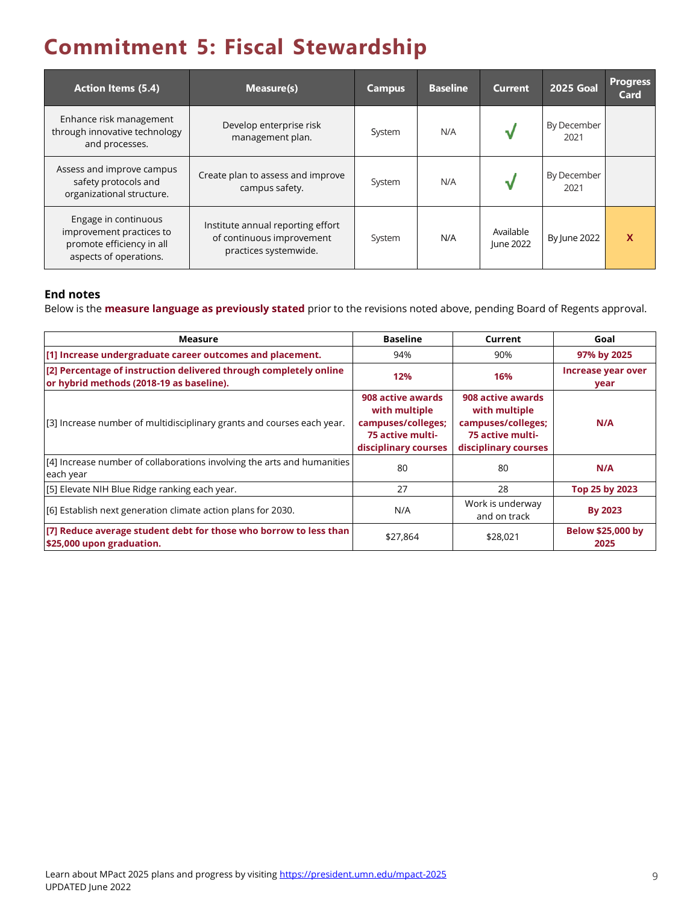# Commitment 5: Fiscal Stewardship

| Action Items (5.4) | Measure(s) | Campus | Baseline | Current | 2025 Goal | Progress Card |
|---|---|---|---|---|---|---|
| Enhance risk management through innovative technology and processes. | Develop enterprise risk management plan. | System | N/A | √ | By December 2021 | |
| Assess and improve campus safety protocols and organizational structure. | Create plan to assess and improve campus safety. | System | N/A | √ | By December 2021 | |
| Engage in continuous improvement practices to promote efficiency in all aspects of operations. | Institute annual reporting effort of continuous improvement practices systemwide. | System | N/A | Available June 2022 | By June 2022 | X |

### End notes

Below is the **measure language as previously stated** prior to the revisions noted above, pending Board of Regents approval.

| Measure | Baseline | Current | Goal |
|---|---|---|---|
| **[1] Increase undergraduate career outcomes and placement.** | 94% | 90% | **97% by 2025** |
| **[2] Percentage of instruction delivered through completely online or hybrid methods (2018-19 as baseline).** | **12%** | **16%** | **Increase year over year** |
| [3] Increase number of multidisciplinary grants and courses each year. | **908 active awards with multiple campuses/colleges; 75 active multi-disciplinary courses** | **908 active awards with multiple campuses/colleges; 75 active multi-disciplinary courses** | **N/A** |
| [4] Increase number of collaborations involving the arts and humanities each year | 80 | 80 | **N/A** |
| [5] Elevate NIH Blue Ridge ranking each year. | 27 | 28 | **Top 25 by 2023** |
| [6] Establish next generation climate action plans for 2030. | N/A | Work is underway and on track | **By 2023** |
| **[7] Reduce average student debt for those who borrow to less than $25,000 upon graduation.** | $27,864 | $28,021 | **Below $25,000 by 2025** |

Learn about MPact 2025 plans and progress by visiting https://president.umn.edu/mpact-2025
UPDATED June 2022